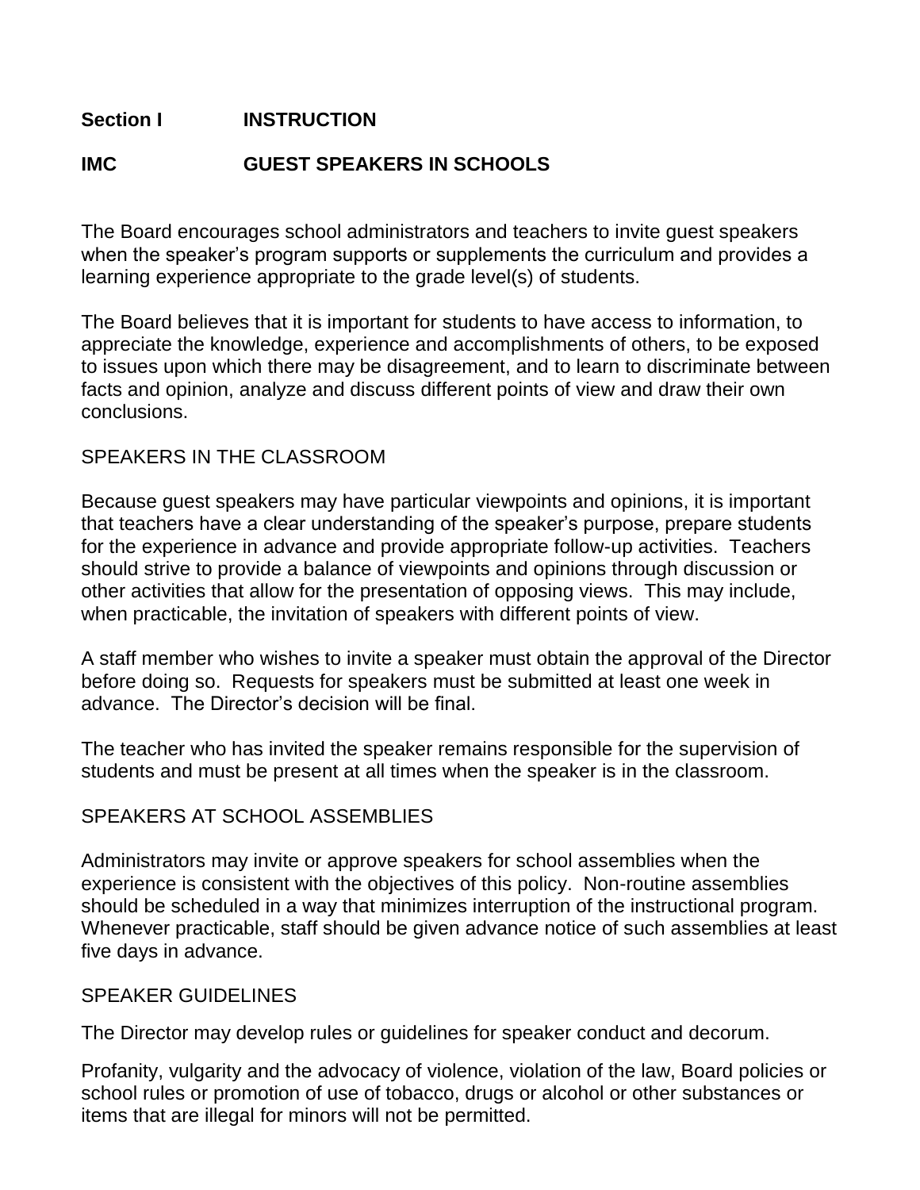**Section I INSTRUCTION**

**IMC GUEST SPEAKERS IN SCHOOLS**

The Board encourages school administrators and teachers to invite guest speakers when the speaker's program supports or supplements the curriculum and provides a learning experience appropriate to the grade level(s) of students.

The Board believes that it is important for students to have access to information, to appreciate the knowledge, experience and accomplishments of others, to be exposed to issues upon which there may be disagreement, and to learn to discriminate between facts and opinion, analyze and discuss different points of view and draw their own conclusions.

SPEAKERS IN THE CLASSROOM

Because guest speakers may have particular viewpoints and opinions, it is important that teachers have a clear understanding of the speaker's purpose, prepare students for the experience in advance and provide appropriate follow-up activities. Teachers should strive to provide a balance of viewpoints and opinions through discussion or other activities that allow for the presentation of opposing views. This may include, when practicable, the invitation of speakers with different points of view.

A staff member who wishes to invite a speaker must obtain the approval of the Director before doing so. Requests for speakers must be submitted at least one week in advance. The Director's decision will be final.

The teacher who has invited the speaker remains responsible for the supervision of students and must be present at all times when the speaker is in the classroom.

SPEAKERS AT SCHOOL ASSEMBLIES

Administrators may invite or approve speakers for school assemblies when the experience is consistent with the objectives of this policy. Non-routine assemblies should be scheduled in a way that minimizes interruption of the instructional program. Whenever practicable, staff should be given advance notice of such assemblies at least five days in advance.

SPEAKER GUIDELINES

The Director may develop rules or guidelines for speaker conduct and decorum.

Profanity, vulgarity and the advocacy of violence, violation of the law, Board policies or school rules or promotion of use of tobacco, drugs or alcohol or other substances or items that are illegal for minors will not be permitted.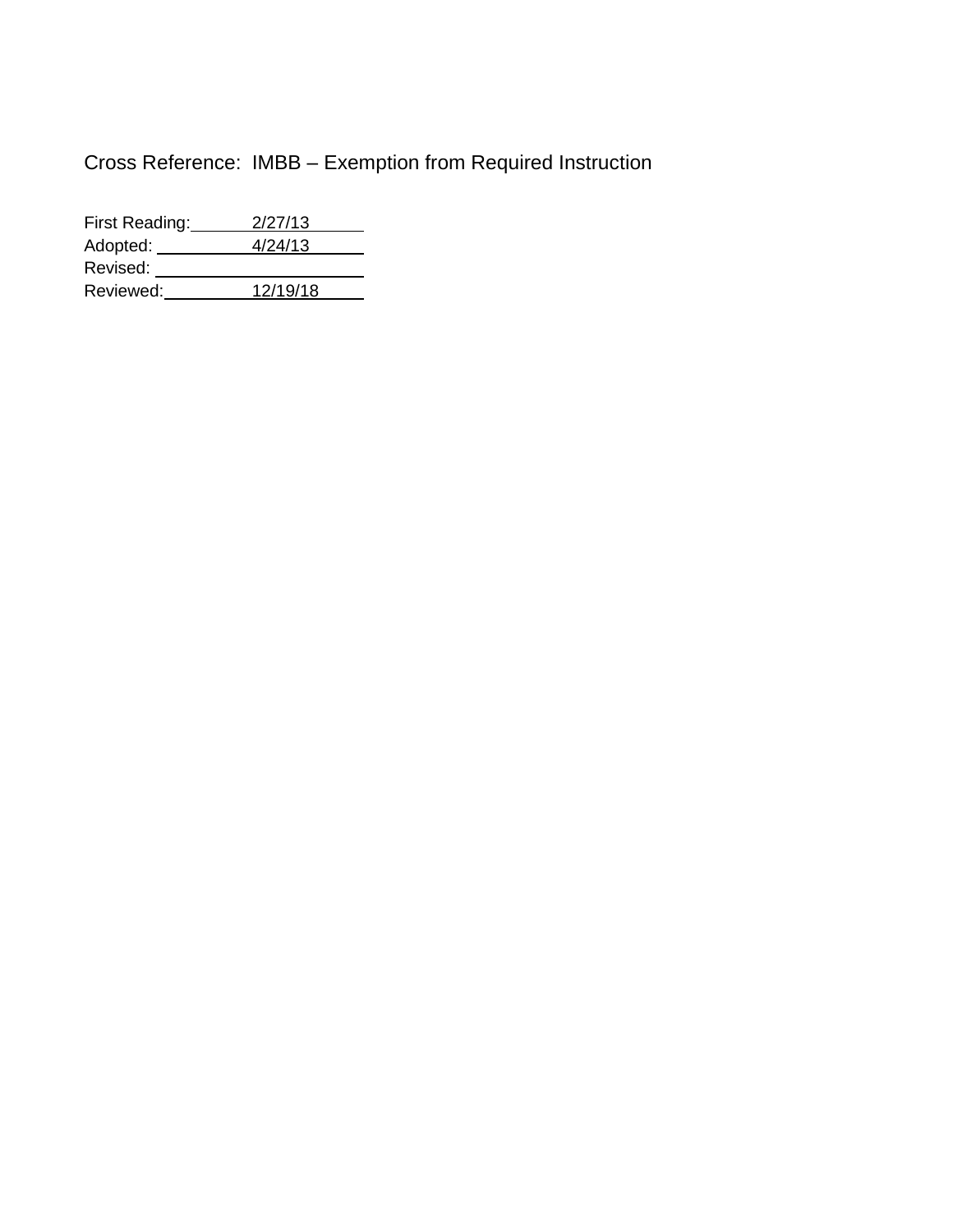Cross Reference: IMBB – Exemption from Required Instruction

First Reading: 2/27/13
Adopted: 4/24/13
Revised:
Reviewed: 12/19/18